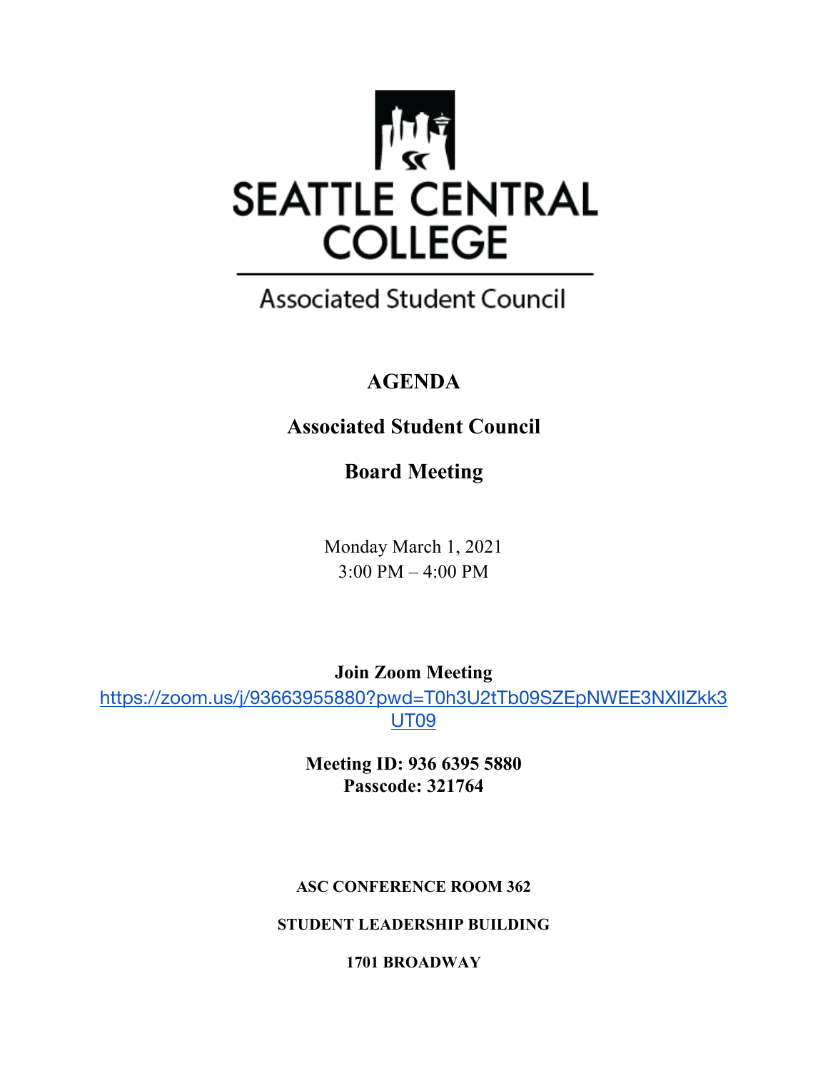SEATTLE CENTRAL COLLEGE

Associated Student Council

# AGENDA

## Associated Student Council

## Board Meeting

Monday March 1, 2021
3:00 PM – 4:00 PM

**Join Zoom Meeting**
https://zoom.us/j/93663955880?pwd=T0h3U2tTb09SZEpNWEE3NXlIZkk3UT09

**Meeting ID: 936 6395 5880**
**Passcode: 321764**

**ASC CONFERENCE ROOM 362**

**STUDENT LEADERSHIP BUILDING**

**1701 BROADWAY**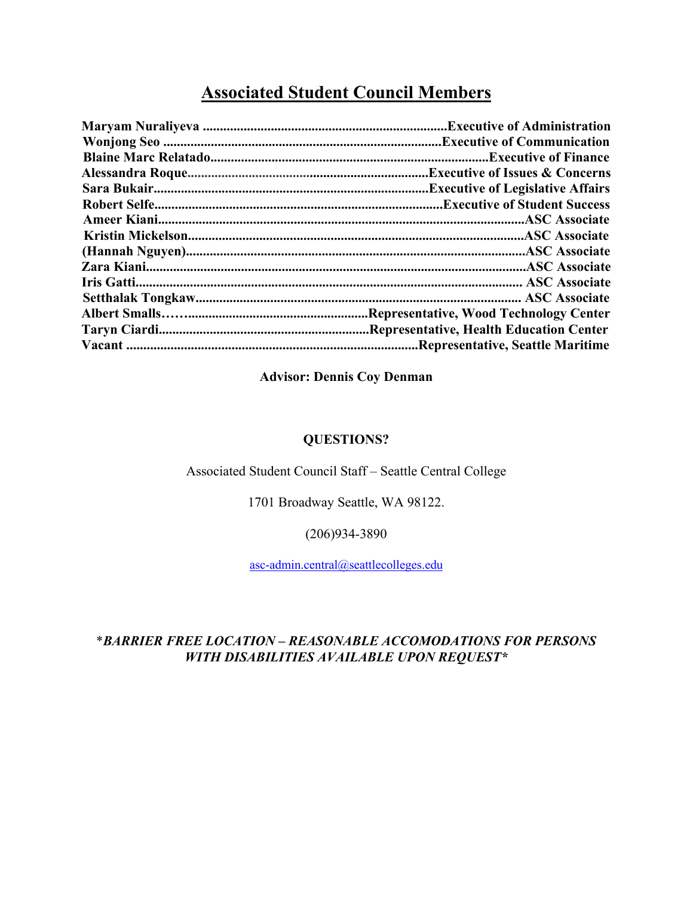# Associated Student Council Members

**Maryam Nuraliyeva .......................................................................Executive of Administration**
**Wonjong Seo ................................................................................Executive of Communication**
**Blaine Marc Relatado.................................................................................Executive of Finance**
**Alessandra Roque.......................................................................Executive of Issues & Concerns**
**Sara Bukair................................................................................Executive of Legislative Affairs**
**Robert Selfe....................................................................................Executive of Student Success**
**Ameer Kiani..........................................................................................................ASC Associate**
**Kristin Mickelson.................................................................................................ASC Associate**
**(Hannah Nguyen)..................................................................................................ASC Associate**
**Zara Kiani..............................................................................................................ASC Associate**
**Iris Gatti................................................................................................................ ASC Associate**
**Setthalak Tongkaw............................................................................................... ASC Associate**
**Albert Smalls…….....................................................Representative, Wood Technology Center**
**Taryn Ciardi.............................................................Representative, Health Education Center**
**Vacant ....................................................................................Representative, Seattle Maritime**

**Advisor: Dennis Coy Denman**

**QUESTIONS?**

Associated Student Council Staff – Seattle Central College

1701 Broadway Seattle, WA 98122.

(206)934-3890

asc-admin.central@seattlecolleges.edu

**\*_BARRIER FREE LOCATION – REASONABLE ACCOMODATIONS FOR PERSONS WITH DISABILITIES AVAILABLE UPON REQUEST\*_**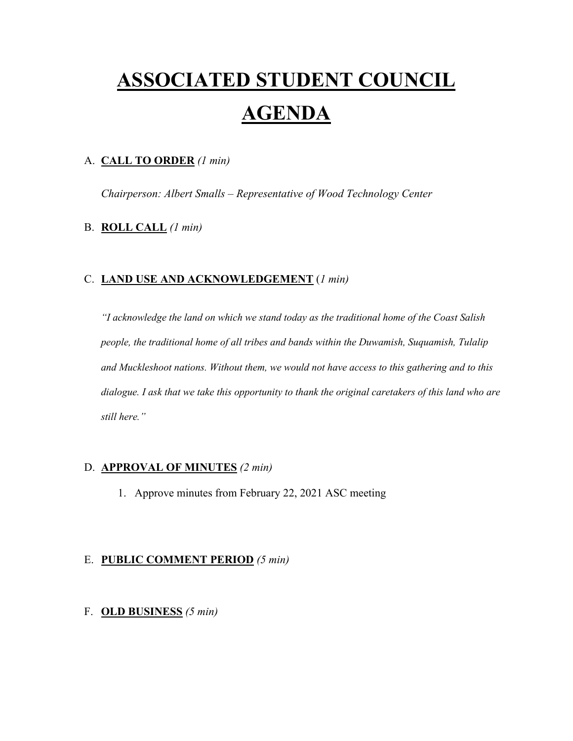# **ASSOCIATED STUDENT COUNCIL AGENDA**

A. **CALL TO ORDER** *(1 min)*

*Chairperson: Albert Smalls – Representative of Wood Technology Center*

B. **ROLL CALL** *(1 min)*

C. **LAND USE AND ACKNOWLEDGEMENT** (*1 min)*

*"I acknowledge the land on which we stand today as the traditional home of the Coast Salish people, the traditional home of all tribes and bands within the Duwamish, Suquamish, Tulalip and Muckleshoot nations. Without them, we would not have access to this gathering and to this dialogue. I ask that we take this opportunity to thank the original caretakers of this land who are still here."*

D. **APPROVAL OF MINUTES** *(2 min)*

1. Approve minutes from February 22, 2021 ASC meeting

E. **PUBLIC COMMENT PERIOD** *(5 min)*

F. **OLD BUSINESS** *(5 min)*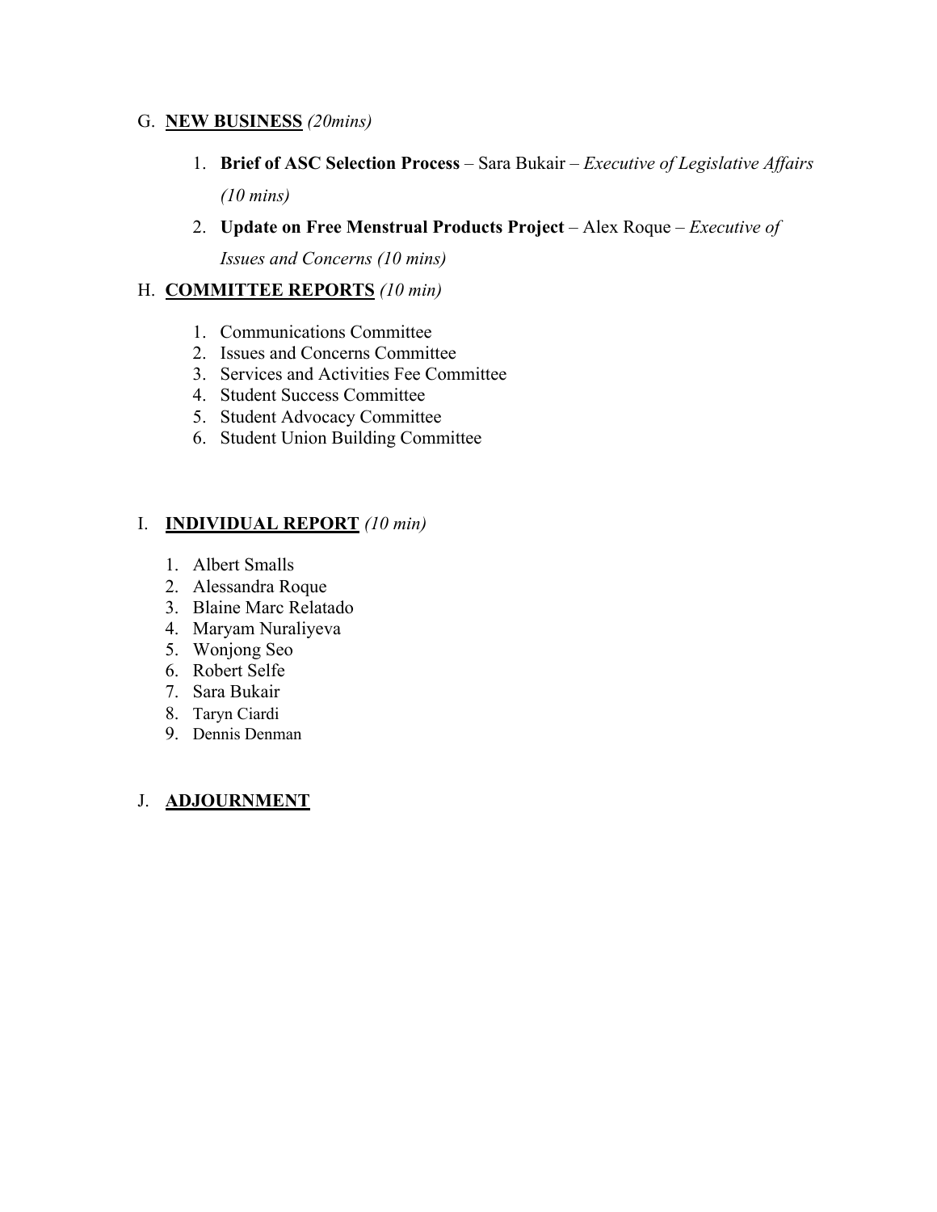G. **NEW BUSINESS** *(20mins)*

1. **Brief of ASC Selection Process** – Sara Bukair – *Executive of Legislative Affairs (10 mins)*
2. **Update on Free Menstrual Products Project** – Alex Roque – *Executive of Issues and Concerns (10 mins)*

H. **COMMITTEE REPORTS** *(10 min)*

1. Communications Committee
2. Issues and Concerns Committee
3. Services and Activities Fee Committee
4. Student Success Committee
5. Student Advocacy Committee
6. Student Union Building Committee

I. **INDIVIDUAL REPORT** *(10 min)*

1. Albert Smalls
2. Alessandra Roque
3. Blaine Marc Relatado
4. Maryam Nuraliyeva
5. Wonjong Seo
6. Robert Selfe
7. Sara Bukair
8. Taryn Ciardi
9. Dennis Denman

J. **ADJOURNMENT**